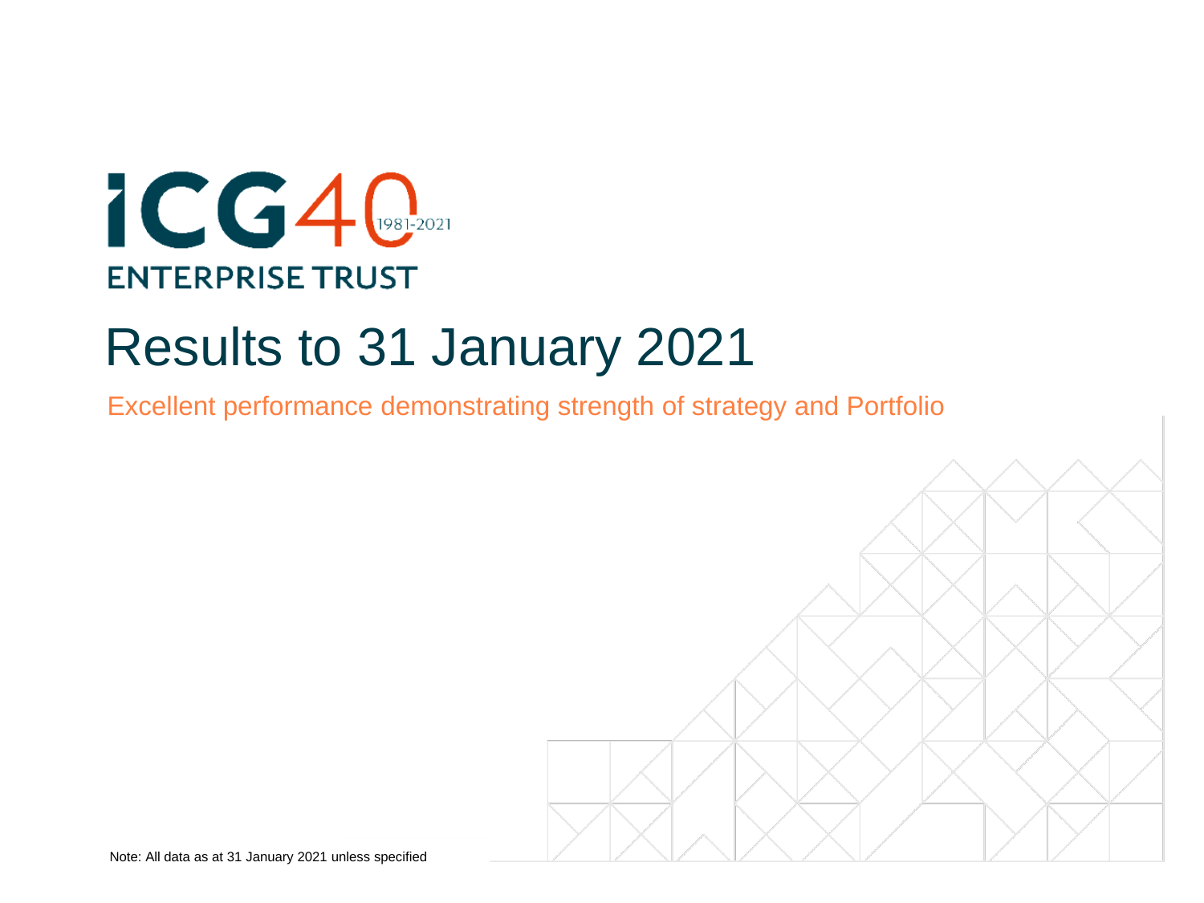ICG40 1981-2021

ENTERPRISE TRUST

# Results to 31 January 2021

Excellent performance demonstrating strength of strategy and Portfolio

Note: All data as at 31 January 2021 unless specified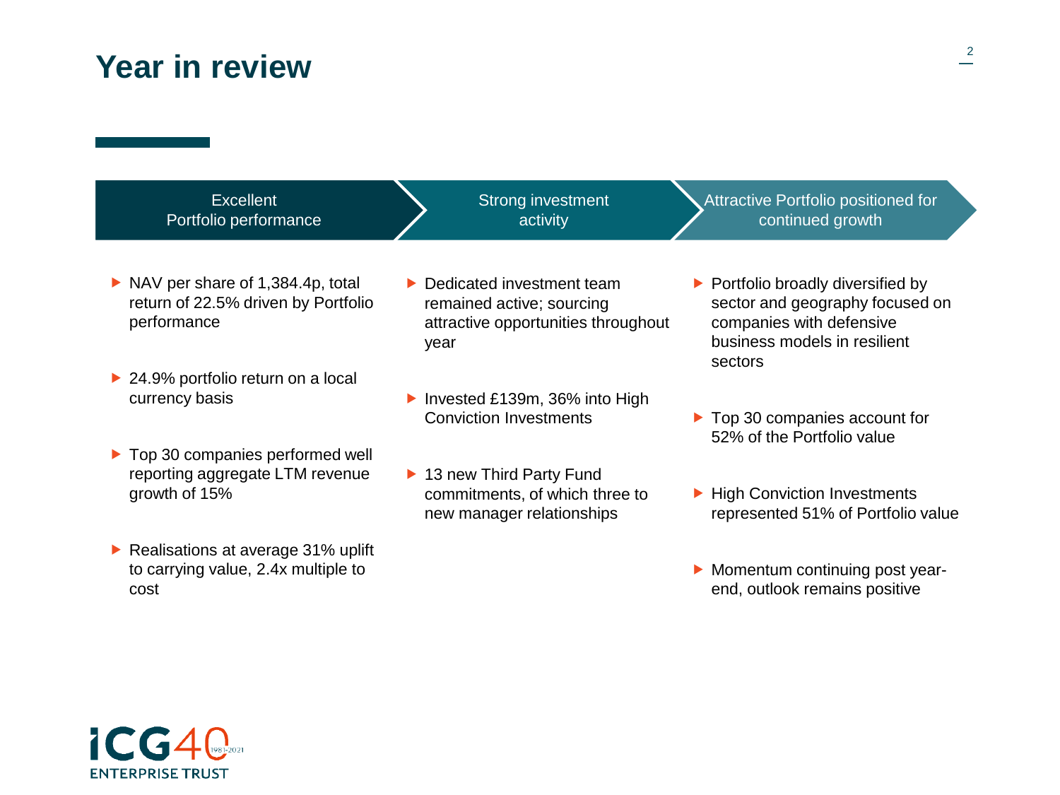# Year in review

## Excellent Portfolio performance

- NAV per share of 1,384.4p, total return of 22.5% driven by Portfolio performance
- 24.9% portfolio return on a local currency basis
- Top 30 companies performed well reporting aggregate LTM revenue growth of 15%
- Realisations at average 31% uplift to carrying value, 2.4x multiple to cost

## Strong investment activity

- Dedicated investment team remained active; sourcing attractive opportunities throughout year
- Invested £139m, 36% into High Conviction Investments
- 13 new Third Party Fund commitments, of which three to new manager relationships

## Attractive Portfolio positioned for continued growth

- Portfolio broadly diversified by sector and geography focused on companies with defensive business models in resilient sectors
- Top 30 companies account for 52% of the Portfolio value
- High Conviction Investments represented 51% of Portfolio value
- Momentum continuing post year-end, outlook remains positive

ICG 40 1981-2021 ENTERPRISE TRUST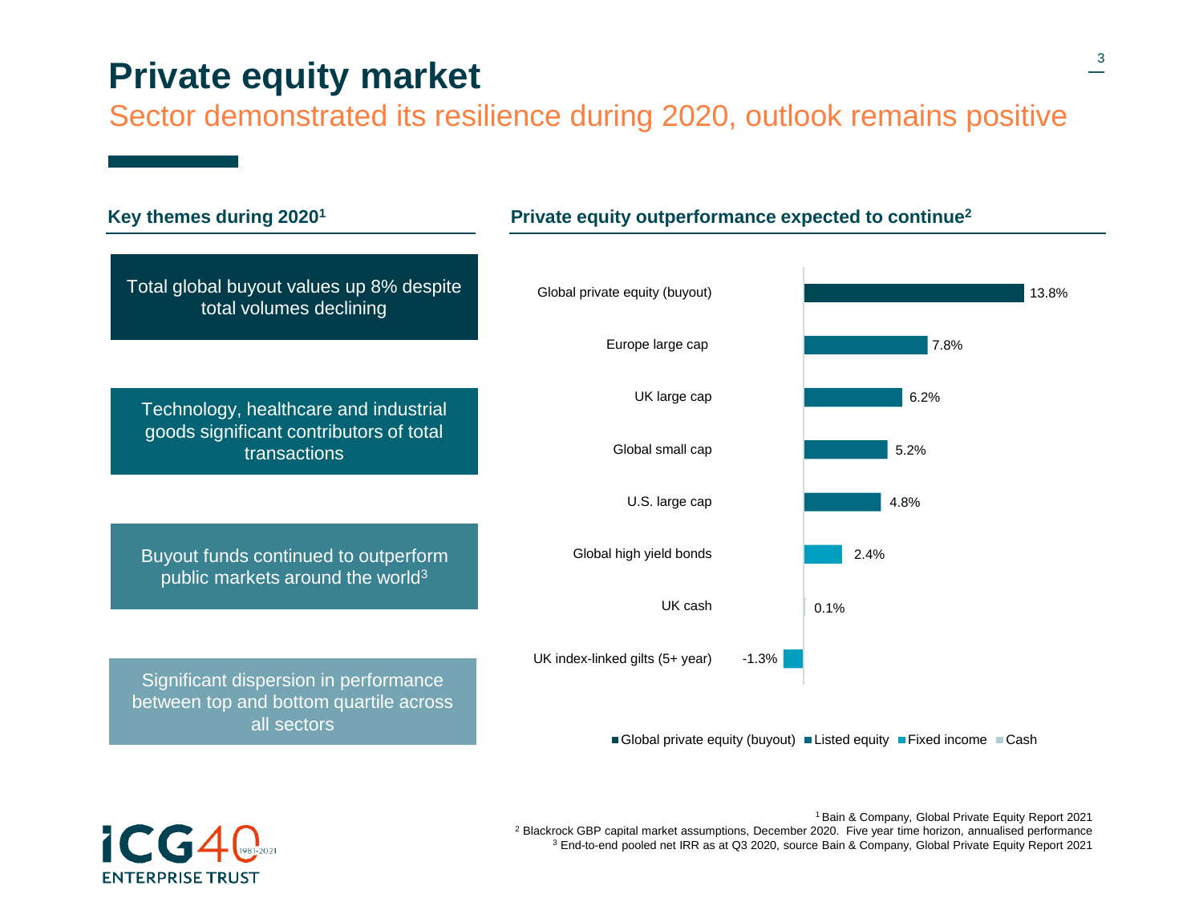# Private equity market

## Sector demonstrated its resilience during 2020, outlook remains positive

### Key themes during 2020[1]

Total global buyout values up 8% despite total volumes declining

Technology, healthcare and industrial goods significant contributors of total transactions

Buyout funds continued to outperform public markets around the world[3]

Significant dispersion in performance between top and bottom quartile across all sectors

### Private equity outperformance expected to continue[2]

| Asset class | Category | Expected return |
|---|---|---|
| Global private equity (buyout) | Global private equity (buyout) | 13.8% |
| Europe large cap | Listed equity | 7.8% |
| UK large cap | Listed equity | 6.2% |
| Global small cap | Listed equity | 5.2% |
| U.S. large cap | Listed equity | 4.8% |
| Global high yield bonds | Fixed income | 2.4% |
| UK cash | Cash | 0.1% |
| UK index-linked gilts (5+ year) | Fixed income | -1.3% |

[1] Bain & Company, Global Private Equity Report 2021
[2] Blackrock GBP capital market assumptions, December 2020. Five year time horizon, annualised performance
[3] End-to-end pooled net IRR as at Q3 2020, source Bain & Company, Global Private Equity Report 2021

ICG 40 1981-2021 ENTERPRISE TRUST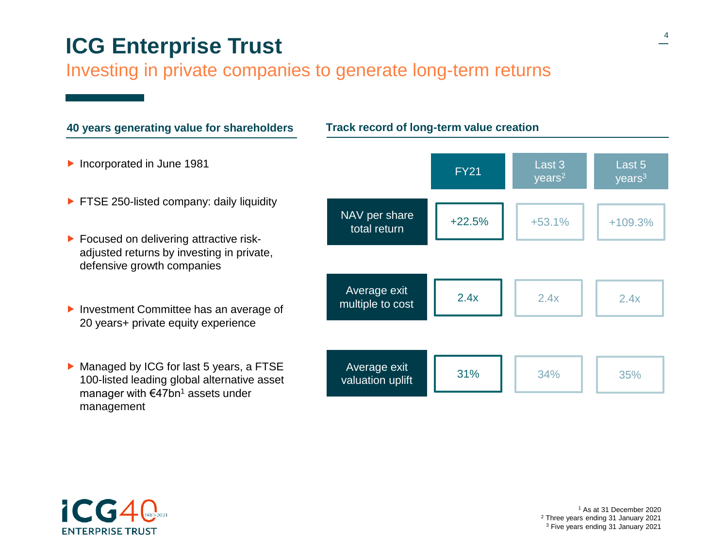# ICG Enterprise Trust

## Investing in private companies to generate long-term returns

### 40 years generating value for shareholders

- Incorporated in June 1981
- FTSE 250-listed company: daily liquidity
- Focused on delivering attractive risk-adjusted returns by investing in private, defensive growth companies
- Investment Committee has an average of 20 years+ private equity experience
- Managed by ICG for last 5 years, a FTSE 100-listed leading global alternative asset manager with €47bn[1] assets under management

### Track record of long-term value creation

| | FY21 | Last 3 years[2] | Last 5 years[3] |
|---|---|---|---|
| NAV per share total return | +22.5% | +53.1% | +109.3% |
| Average exit multiple to cost | 2.4x | 2.4x | 2.4x |
| Average exit valuation uplift | 31% | 34% | 35% |

ICG40 1981-2021 ENTERPRISE TRUST

[1] As at 31 December 2020
[2] Three years ending 31 January 2021
[3] Five years ending 31 January 2021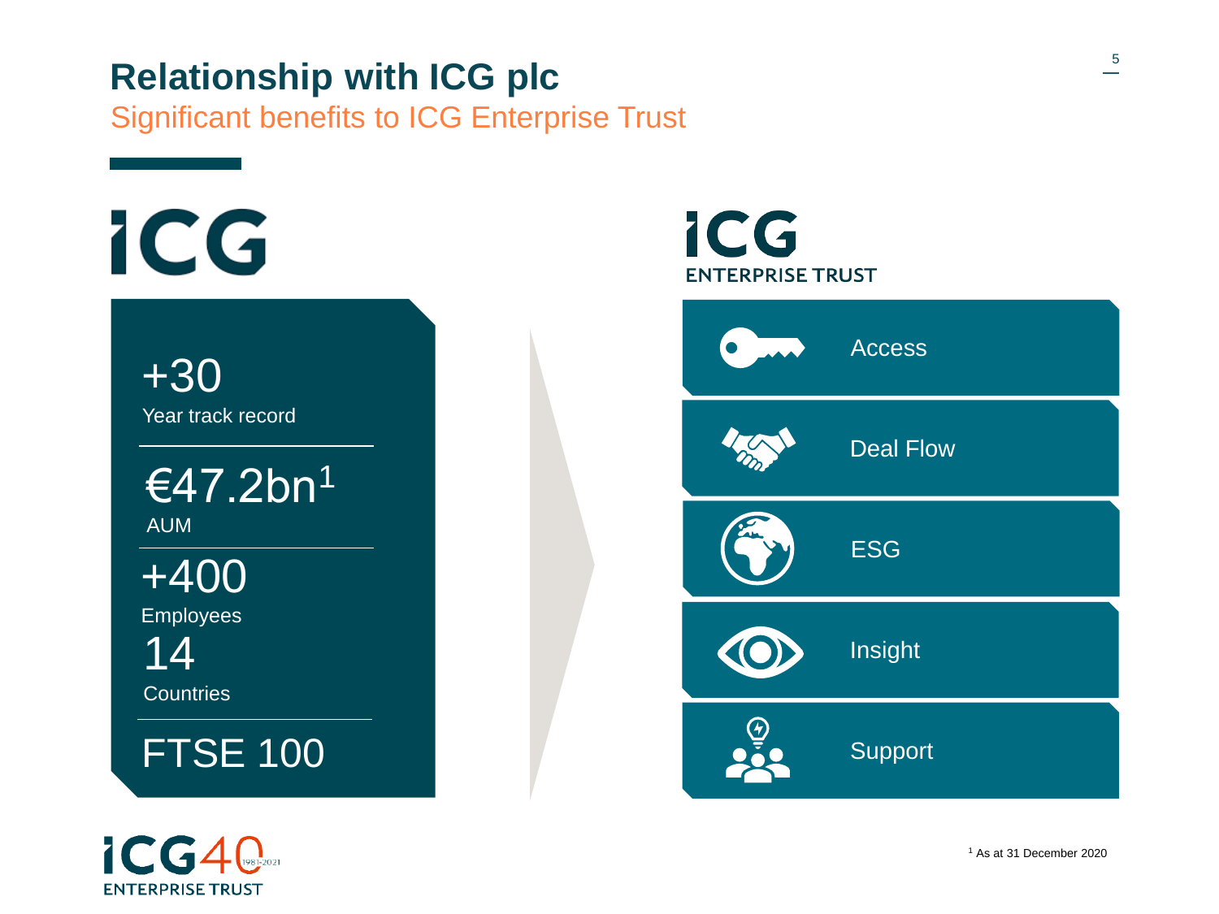# Relationship with ICG plc

## Significant benefits to ICG Enterprise Trust

**ICG**

+30
Year track record

€47.2bn[1]
AUM

+400
Employees

14
Countries

FTSE 100

**ICG ENTERPRISE TRUST**

- Access
- Deal Flow
- ESG
- Insight
- Support

[1] As at 31 December 2020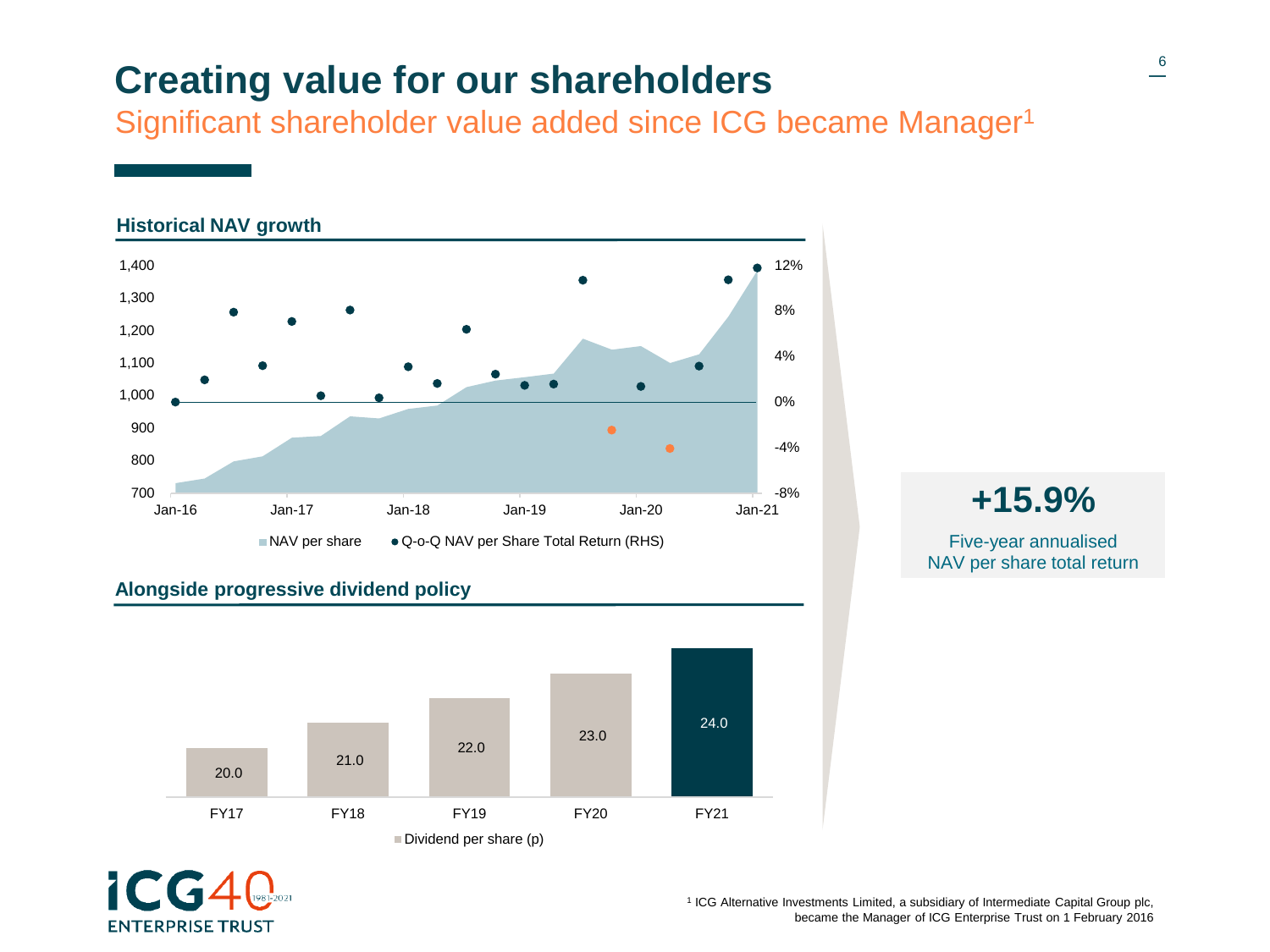# Creating value for our shareholders

## Significant shareholder value added since ICG became Manager[1]

### Historical NAV growth

NAV per share · Q-o-Q NAV per Share Total Return (RHS)

### Alongside progressive dividend policy

| | FY17 | FY18 | FY19 | FY20 | FY21 |
|---|---|---|---|---|---|
| Dividend per share (p) | 20.0 | 21.0 | 22.0 | 23.0 | 24.0 |

**+15.9%**

Five-year annualised NAV per share total return

[1] ICG Alternative Investments Limited, a subsidiary of Intermediate Capital Group plc, became the Manager of ICG Enterprise Trust on 1 February 2016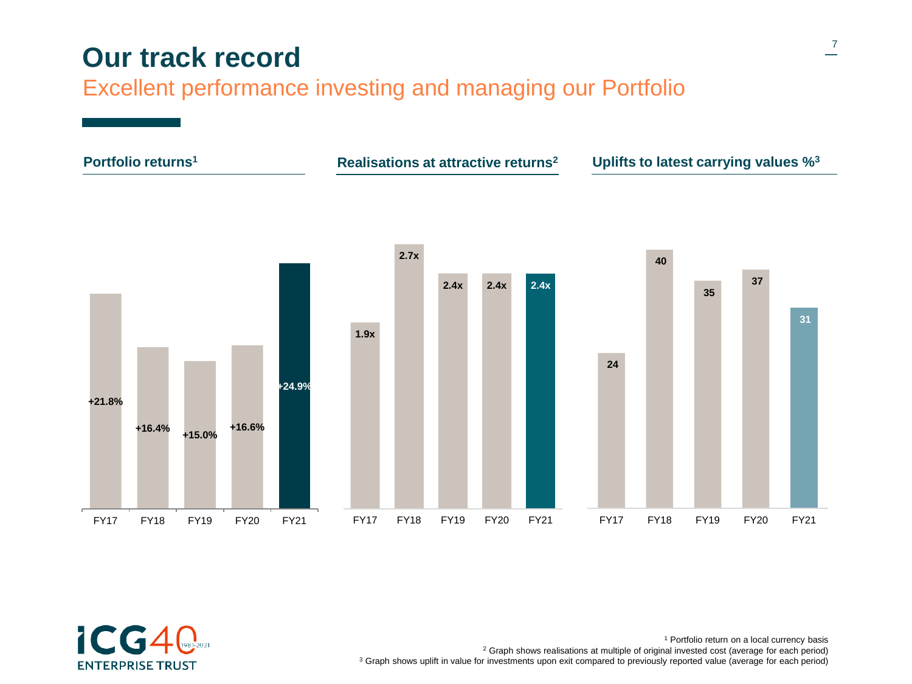# Our track record

## Excellent performance investing and managing our Portfolio

### Portfolio returns[1]

| FY17 | FY18 | FY19 | FY20 | FY21 |
| --- | --- | --- | --- | --- |
| +21.8% | +16.4% | +15.0% | +16.6% | +24.9% |

### Realisations at attractive returns[2]

| FY17 | FY18 | FY19 | FY20 | FY21 |
| --- | --- | --- | --- | --- |
| 1.9x | 2.7x | 2.4x | 2.4x | 2.4x |

### Uplifts to latest carrying values %[3]

| FY17 | FY18 | FY19 | FY20 | FY21 |
| --- | --- | --- | --- | --- |
| 24 | 40 | 35 | 37 | 31 |

ICG 40 1981-2021 ENTERPRISE TRUST

[1] Portfolio return on a local currency basis
[2] Graph shows realisations at multiple of original invested cost (average for each period)
[3] Graph shows uplift in value for investments upon exit compared to previously reported value (average for each period)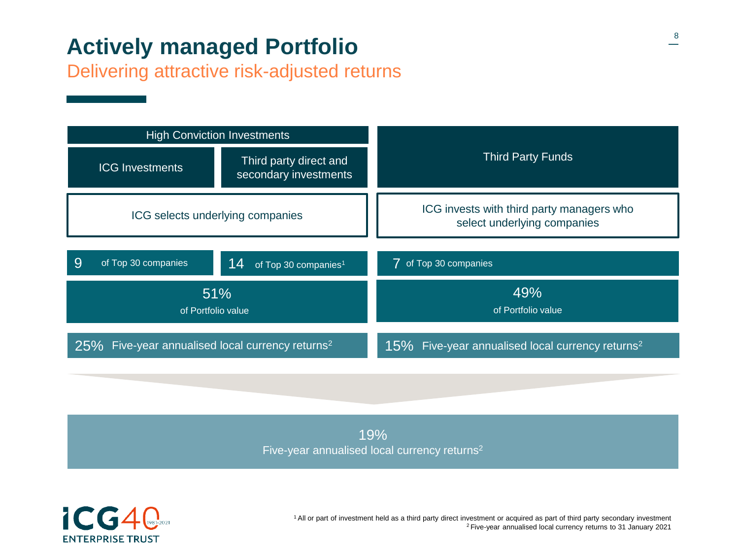# Actively managed Portfolio

## Delivering attractive risk-adjusted returns

| High Conviction Investments | | Third Party Funds |
|---|---|---|
| ICG Investments | Third party direct and secondary investments | |
| ICG selects underlying companies | | ICG invests with third party managers who select underlying companies |
| 9 of Top 30 companies | 14 of Top 30 companies[1] | 7 of Top 30 companies |
| 51% of Portfolio value | | 49% of Portfolio value |
| 25% Five-year annualised local currency returns[2] | | 15% Five-year annualised local currency returns[2] |

**19%**
Five-year annualised local currency returns[2]

[1] All or part of investment held as a third party direct investment or acquired as part of third party secondary investment
[2] Five-year annualised local currency returns to 31 January 2021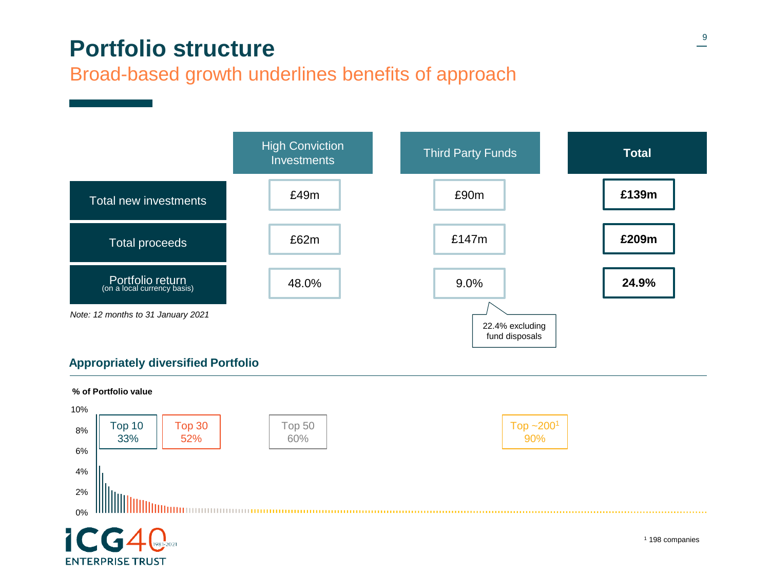# Portfolio structure

## Broad-based growth underlines benefits of approach

| | High Conviction Investments | Third Party Funds | Total |
|---|---|---|---|
| Total new investments | £49m | £90m | **£139m** |
| Total proceeds | £62m | £147m | **£209m** |
| Portfolio return (on a local currency basis) | 48.0% | 9.0% | **24.9%** |

*Note: 12 months to 31 January 2021*

22.4% excluding fund disposals

### Appropriately diversified Portfolio

**% of Portfolio value**

| Top 10 | Top 30 | Top 50 | Top ~200[1] |
|---|---|---|---|
| 33% | 52% | 60% | 90% |

[1] 198 companies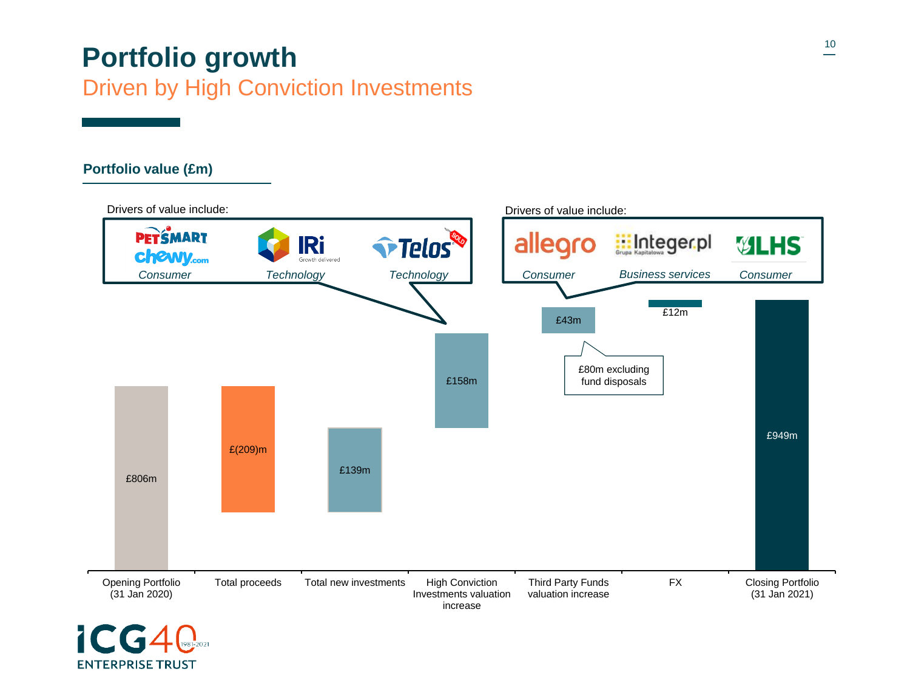# Portfolio growth

## Driven by High Conviction Investments

### Portfolio value (£m)

Drivers of value include:

| PetSmart / chewy.com | IRi | Telos (SOLD) |
| --- | --- | --- |
| *Consumer* | *Technology* | *Technology* |

Drivers of value include:

| allegro | Integer.pl | LHS |
| --- | --- | --- |
| *Consumer* | *Business services* | *Consumer* |

| Opening Portfolio (31 Jan 2020) | Total proceeds | Total new investments | High Conviction Investments valuation increase | Third Party Funds valuation increase | FX | Closing Portfolio (31 Jan 2021) |
| --- | --- | --- | --- | --- | --- | --- |
| £806m | £(209)m | £139m | £158m | £43m | £12m | £949m |

£80m excluding fund disposals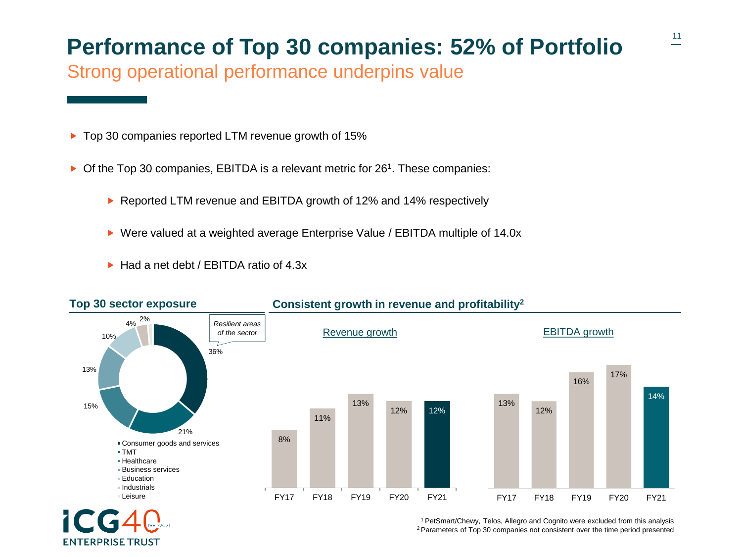# Performance of Top 30 companies: 52% of Portfolio

## Strong operational performance underpins value

- Top 30 companies reported LTM revenue growth of 15%
- Of the Top 30 companies, EBITDA is a relevant metric for 26[1]. These companies:
  - Reported LTM revenue and EBITDA growth of 12% and 14% respectively
  - Were valued at a weighted average Enterprise Value / EBITDA multiple of 14.0x
  - Had a net debt / EBITDA ratio of 4.3x

### Top 30 sector exposure

| Sector | Share |
|---|---|
| Consumer goods and services | 36% |
| TMT | 21% |
| Healthcare | 15% |
| Business services | 13% |
| Education | 10% |
| Industrials | 4% |
| Leisure | 2% |

*Resilient areas of the sector*

### Consistent growth in revenue and profitability[2]

| | FY17 | FY18 | FY19 | FY20 | FY21 |
|---|---|---|---|---|---|
| Revenue growth | 8% | 11% | 13% | 12% | 12% |
| EBITDA growth | 13% | 12% | 16% | 17% | 14% |

ICG40 1981-2021 ENTERPRISE TRUST

[1] PetSmart/Chewy, Telos, Allegro and Cognito were excluded from this analysis
[2] Parameters of Top 30 companies not consistent over the time period presented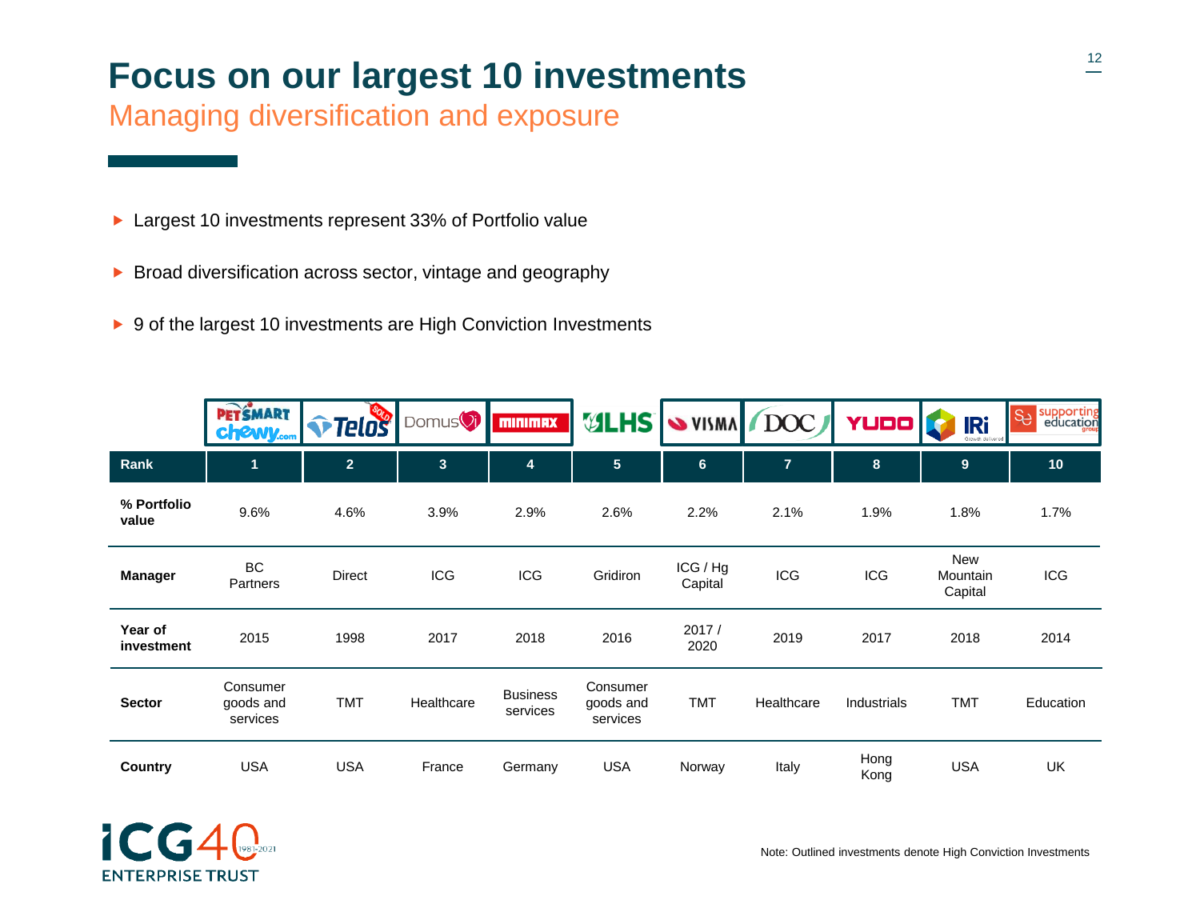# Focus on our largest 10 investments

## Managing diversification and exposure

- Largest 10 investments represent 33% of Portfolio value
- Broad diversification across sector, vintage and geography
- 9 of the largest 10 investments are High Conviction Investments

| | PetSmart / Chewy | Telos | Domus Vi | Minimax | LHS | Visma | DOC | Yudo | IRi | Supporting Education |
|---|---|---|---|---|---|---|---|---|---|---|
| **Rank** | 1 | 2 | 3 | 4 | 5 | 6 | 7 | 8 | 9 | 10 |
| **% Portfolio value** | 9.6% | 4.6% | 3.9% | 2.9% | 2.6% | 2.2% | 2.1% | 1.9% | 1.8% | 1.7% |
| **Manager** | BC Partners | Direct | ICG | ICG | Gridiron | ICG / Hg Capital | ICG | ICG | New Mountain Capital | ICG |
| **Year of investment** | 2015 | 1998 | 2017 | 2018 | 2016 | 2017 / 2020 | 2019 | 2017 | 2018 | 2014 |
| **Sector** | Consumer goods and services | TMT | Healthcare | Business services | Consumer goods and services | TMT | Healthcare | Industrials | TMT | Education |
| **Country** | USA | USA | France | Germany | USA | Norway | Italy | Hong Kong | USA | UK |

Note: Outlined investments denote High Conviction Investments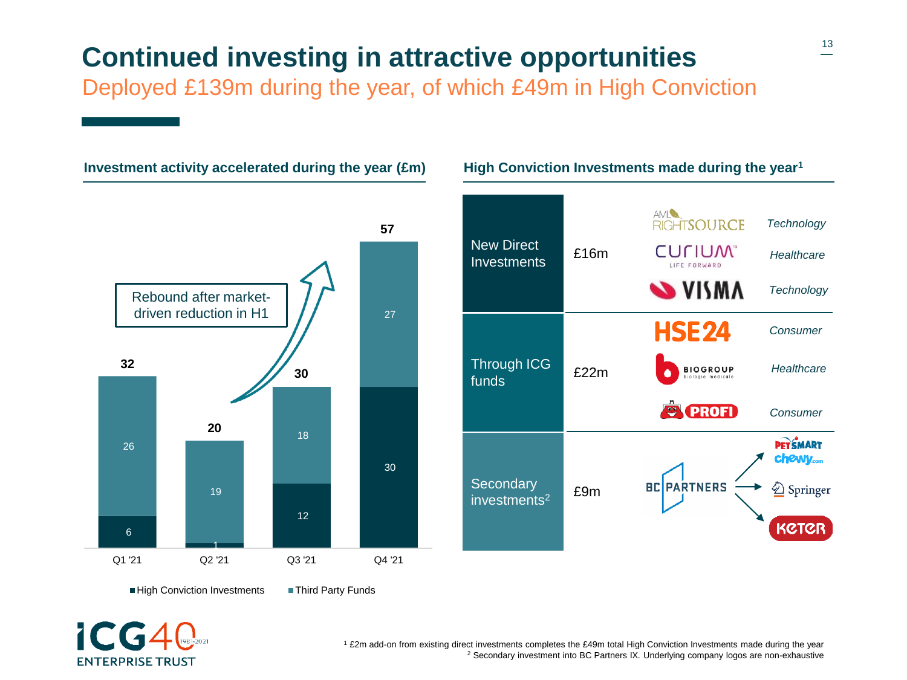# Continued investing in attractive opportunities

## Deployed £139m during the year, of which £49m in High Conviction

### Investment activity accelerated during the year (£m)

| | Q1 '21 | Q2 '21 | Q3 '21 | Q4 '21 |
|---|---|---|---|---|
| High Conviction Investments | 6 | 1 | 12 | 30 |
| Third Party Funds | 26 | 19 | 18 | 27 |
| Total | 32 | 20 | 30 | 57 |

Rebound after market-driven reduction in H1

### High Conviction Investments made during the year[1]

| Category | Amount | Companies | Sector |
|---|---|---|---|
| New Direct Investments | £16m | AML RightSource | Technology |
| | | Curium – Life Forward | Healthcare |
| | | Visma | Technology |
| Through ICG funds | £22m | HSE24 | Consumer |
| | | Biogroup – biologie médicale | Healthcare |
| | | Profi | Consumer |
| Secondary investments[2] | £9m | BC Partners → PetSmart / Chewy.com, Springer, Keter | |

[1] £2m add-on from existing direct investments completes the £49m total High Conviction Investments made during the year
[2] Secondary investment into BC Partners IX. Underlying company logos are non-exhaustive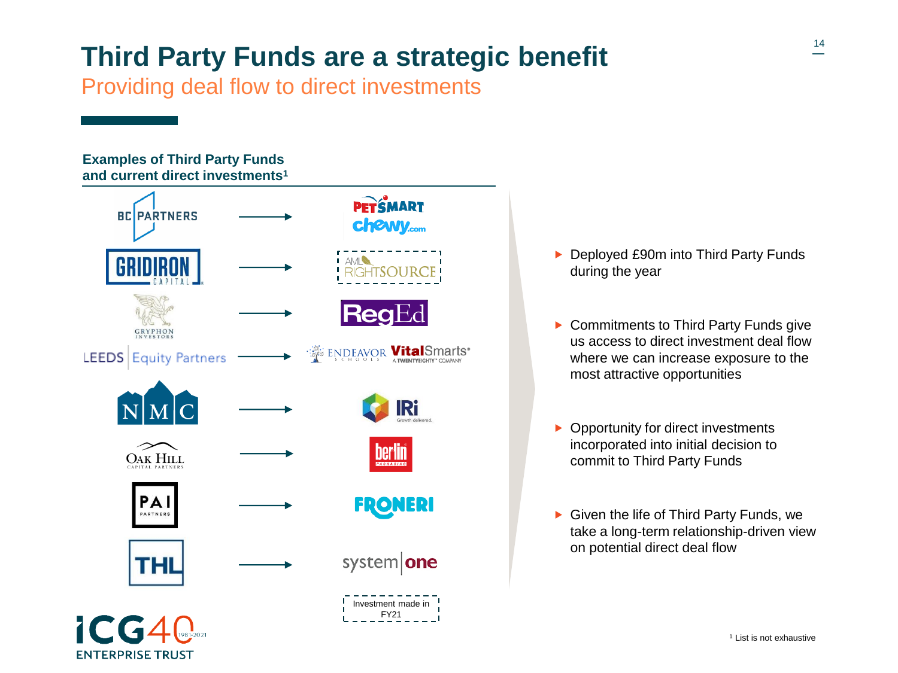# Third Party Funds are a strategic benefit

## Providing deal flow to direct investments

**Examples of Third Party Funds and current direct investments[1]**

| Third Party Fund | Direct investment |
| --- | --- |
| BC Partners | PetSmart / chewy.com |
| Gridiron Capital | AML RightSource |
| Gryphon Investors | RegEd |
| Leeds Equity Partners | Endeavor Schools / VitalSmarts |
| NMC | IRi |
| Oak Hill Capital Partners | Berlin Packaging |
| PAI Partners | Froneri |
| THL | System One |

Investment made in FY21

- Deployed £90m into Third Party Funds during the year
- Commitments to Third Party Funds give us access to direct investment deal flow where we can increase exposure to the most attractive opportunities
- Opportunity for direct investments incorporated into initial decision to commit to Third Party Funds
- Given the life of Third Party Funds, we take a long-term relationship-driven view on potential direct deal flow

[1] List is not exhaustive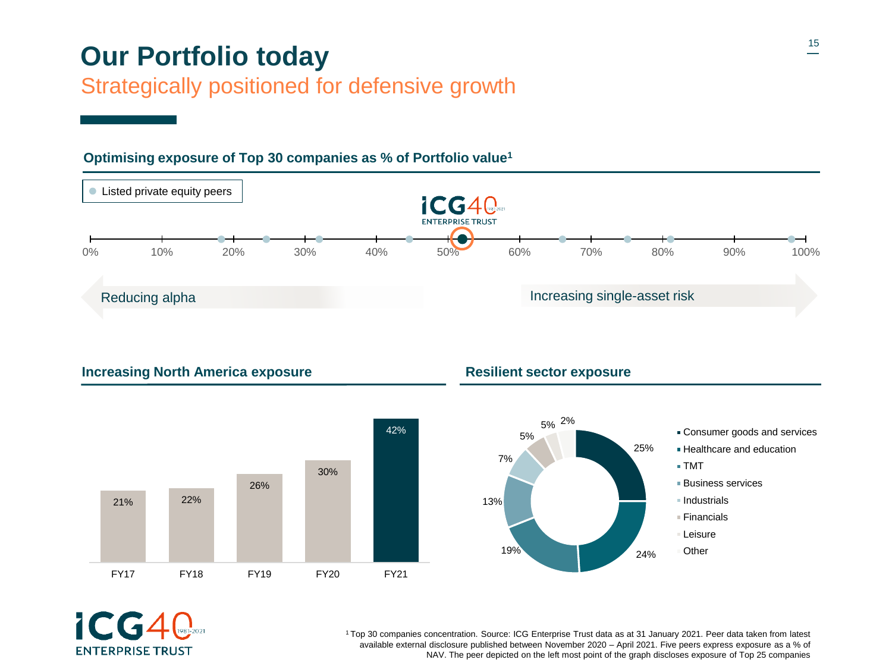# Our Portfolio today

## Strategically positioned for defensive growth

### Optimising exposure of Top 30 companies as % of Portfolio value[1]

● Listed private equity peers

ICG Enterprise Trust

0% 10% 20% 30% 40% 50% 60% 70% 80% 90% 100%

Reducing alpha

Increasing single-asset risk

### Increasing North America exposure

| FY17 | FY18 | FY19 | FY20 | FY21 |
|---|---|---|---|---|
| 21% | 22% | 26% | 30% | 42% |

### Resilient sector exposure

| Sector | % |
|---|---|
| Consumer goods and services | 25% |
| Healthcare and education | 24% |
| TMT | 19% |
| Business services | 13% |
| Industrials | 7% |
| Financials | 5% |
| Leisure | 5% |
| Other | 2% |

[1] Top 30 companies concentration. Source: ICG Enterprise Trust data as at 31 January 2021. Peer data taken from latest available external disclosure published between November 2020 – April 2021. Five peers express exposure as a % of NAV. The peer depicted on the left most point of the graph discloses exposure of Top 25 companies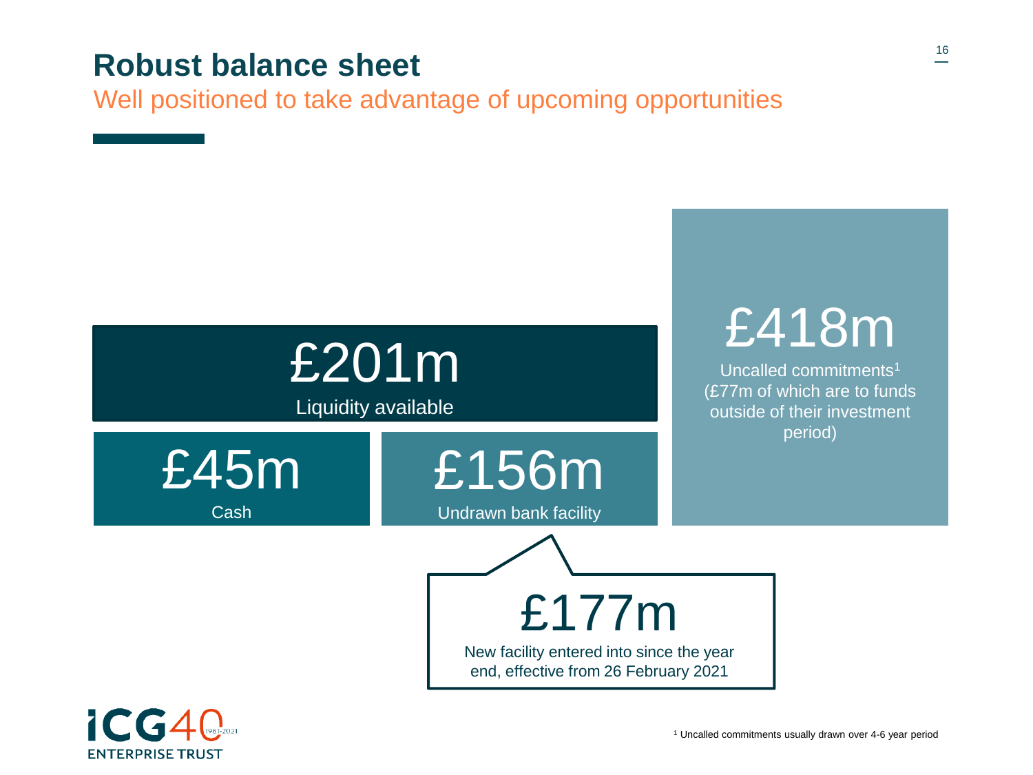# Robust balance sheet

## Well positioned to take advantage of upcoming opportunities

**£201m**
Liquidity available

**£45m**
Cash

**£156m**
Undrawn bank facility

**£418m**
Uncalled commitments[1] (£77m of which are to funds outside of their investment period)

**£177m**
New facility entered into since the year end, effective from 26 February 2021

[1] Uncalled commitments usually drawn over 4-6 year period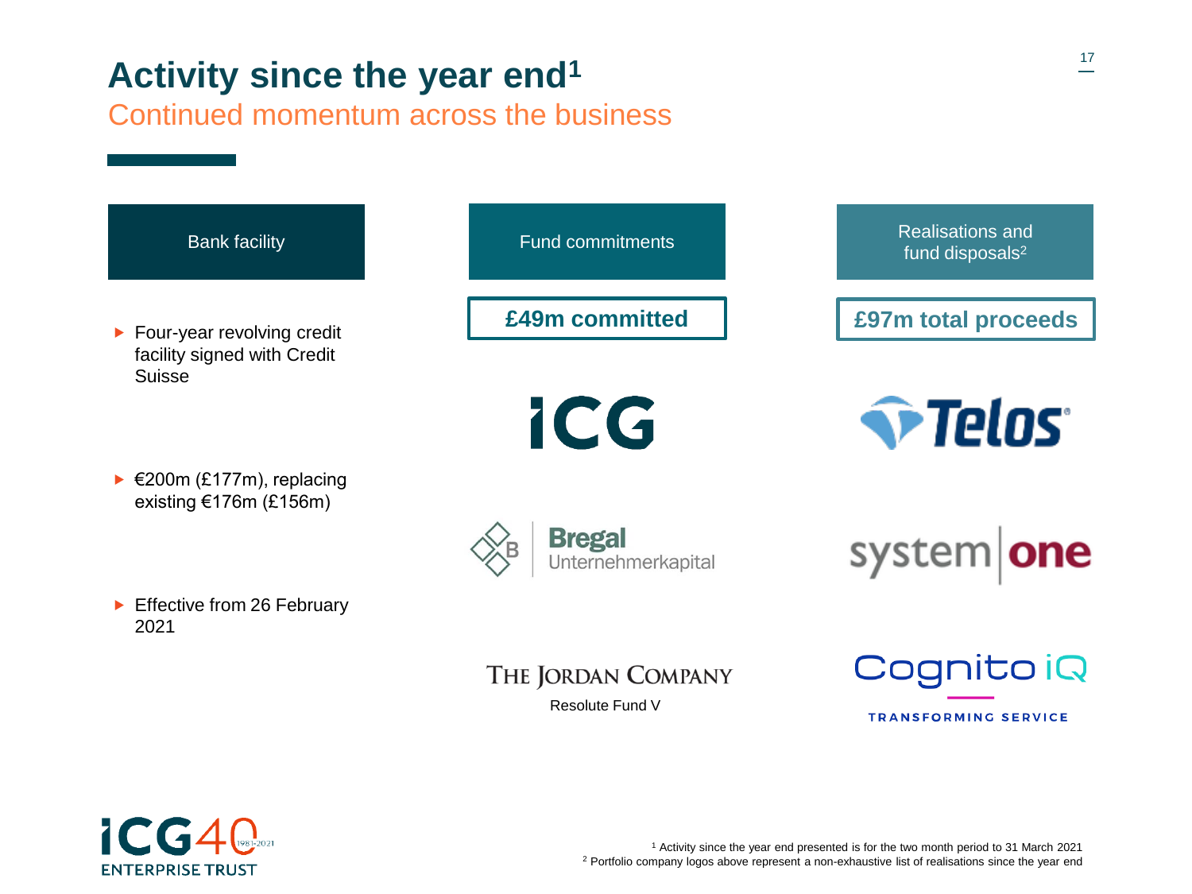# Activity since the year end[1]

## Continued momentum across the business

### Bank facility

- Four-year revolving credit facility signed with Credit Suisse
- €200m (£177m), replacing existing €176m (£156m)
- Effective from 26 February 2021

### Fund commitments

**£49m committed**

ICG

Bregal Unternehmerkapital

The Jordan Company
Resolute Fund V

### Realisations and fund disposals[2]

**£97m total proceeds**

Telos

system one

Cognito iQ
TRANSFORMING SERVICE

[1] Activity since the year end presented is for the two month period to 31 March 2021
[2] Portfolio company logos above represent a non-exhaustive list of realisations since the year end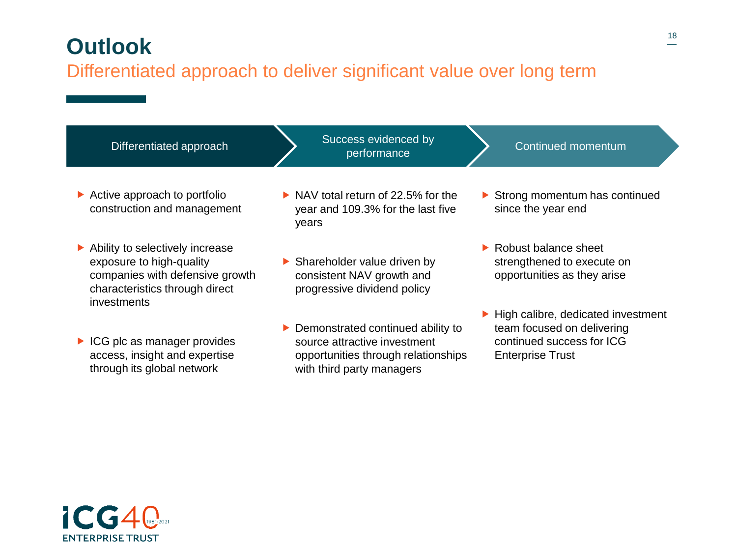# Outlook

## Differentiated approach to deliver significant value over long term

### Differentiated approach

- Active approach to portfolio construction and management
- Ability to selectively increase exposure to high-quality companies with defensive growth characteristics through direct investments
- ICG plc as manager provides access, insight and expertise through its global network

### Success evidenced by performance

- NAV total return of 22.5% for the year and 109.3% for the last five years
- Shareholder value driven by consistent NAV growth and progressive dividend policy
- Demonstrated continued ability to source attractive investment opportunities through relationships with third party managers

### Continued momentum

- Strong momentum has continued since the year end
- Robust balance sheet strengthened to execute on opportunities as they arise
- High calibre, dedicated investment team focused on delivering continued success for ICG Enterprise Trust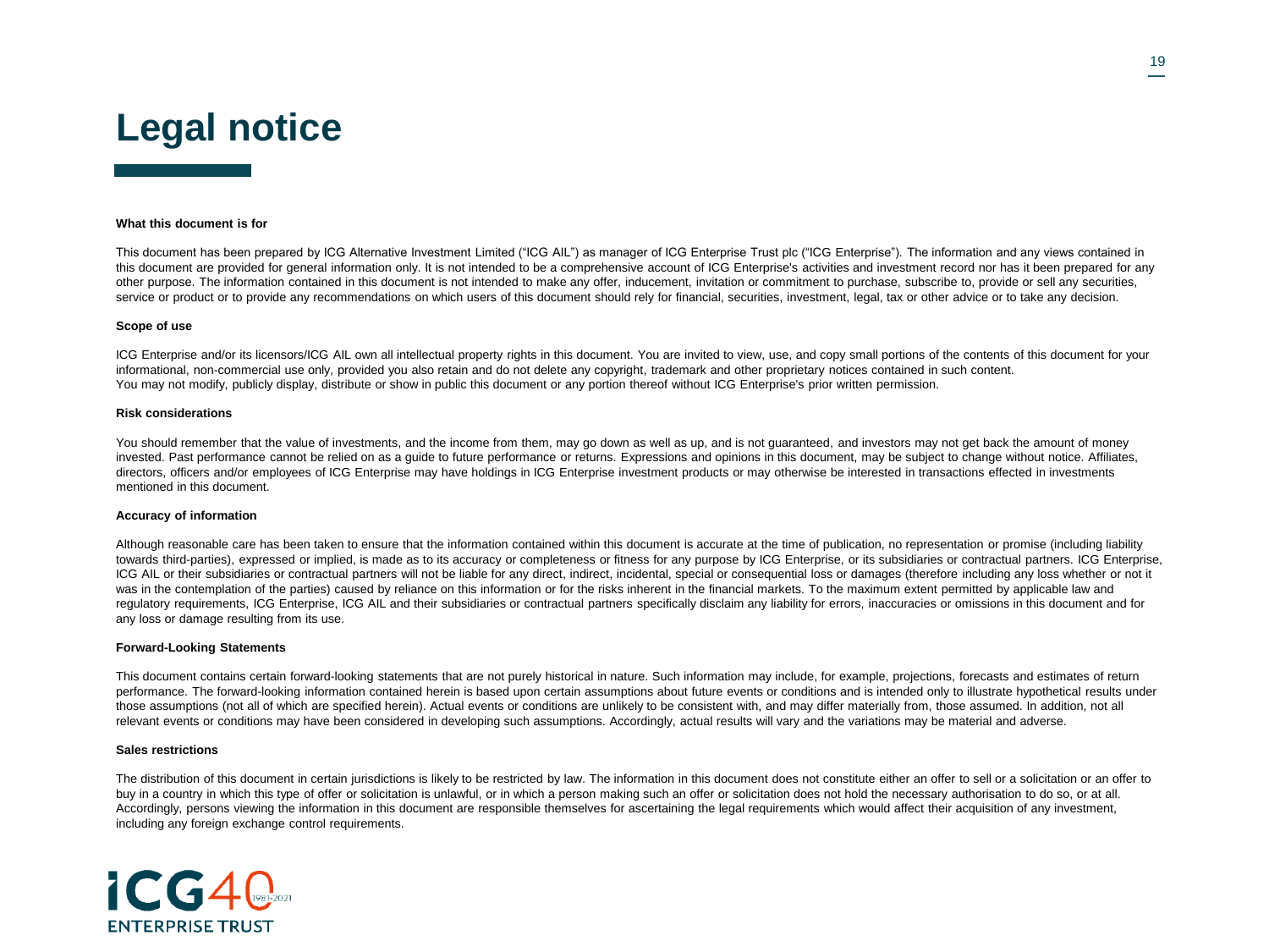# Legal notice

**What this document is for**

This document has been prepared by ICG Alternative Investment Limited ("ICG AIL") as manager of ICG Enterprise Trust plc ("ICG Enterprise"). The information and any views contained in this document are provided for general information only. It is not intended to be a comprehensive account of ICG Enterprise's activities and investment record nor has it been prepared for any other purpose. The information contained in this document is not intended to make any offer, inducement, invitation or commitment to purchase, subscribe to, provide or sell any securities, service or product or to provide any recommendations on which users of this document should rely for financial, securities, investment, legal, tax or other advice or to take any decision.

**Scope of use**

ICG Enterprise and/or its licensors/ICG AIL own all intellectual property rights in this document. You are invited to view, use, and copy small portions of the contents of this document for your informational, non-commercial use only, provided you also retain and do not delete any copyright, trademark and other proprietary notices contained in such content.
You may not modify, publicly display, distribute or show in public this document or any portion thereof without ICG Enterprise's prior written permission.

**Risk considerations**

You should remember that the value of investments, and the income from them, may go down as well as up, and is not guaranteed, and investors may not get back the amount of money invested. Past performance cannot be relied on as a guide to future performance or returns. Expressions and opinions in this document, may be subject to change without notice. Affiliates, directors, officers and/or employees of ICG Enterprise may have holdings in ICG Enterprise investment products or may otherwise be interested in transactions effected in investments mentioned in this document.

**Accuracy of information**

Although reasonable care has been taken to ensure that the information contained within this document is accurate at the time of publication, no representation or promise (including liability towards third-parties), expressed or implied, is made as to its accuracy or completeness or fitness for any purpose by ICG Enterprise, or its subsidiaries or contractual partners. ICG Enterprise, ICG AIL or their subsidiaries or contractual partners will not be liable for any direct, indirect, incidental, special or consequential loss or damages (therefore including any loss whether or not it was in the contemplation of the parties) caused by reliance on this information or for the risks inherent in the financial markets. To the maximum extent permitted by applicable law and regulatory requirements, ICG Enterprise, ICG AIL and their subsidiaries or contractual partners specifically disclaim any liability for errors, inaccuracies or omissions in this document and for any loss or damage resulting from its use.

**Forward-Looking Statements**

This document contains certain forward-looking statements that are not purely historical in nature. Such information may include, for example, projections, forecasts and estimates of return performance. The forward-looking information contained herein is based upon certain assumptions about future events or conditions and is intended only to illustrate hypothetical results under those assumptions (not all of which are specified herein). Actual events or conditions are unlikely to be consistent with, and may differ materially from, those assumed. In addition, not all relevant events or conditions may have been considered in developing such assumptions. Accordingly, actual results will vary and the variations may be material and adverse.

**Sales restrictions**

The distribution of this document in certain jurisdictions is likely to be restricted by law. The information in this document does not constitute either an offer to sell or a solicitation or an offer to buy in a country in which this type of offer or solicitation is unlawful, or in which a person making such an offer or solicitation does not hold the necessary authorisation to do so, or at all. Accordingly, persons viewing the information in this document are responsible themselves for ascertaining the legal requirements which would affect their acquisition of any investment, including any foreign exchange control requirements.

ICG 40 1981-2021
ENTERPRISE TRUST